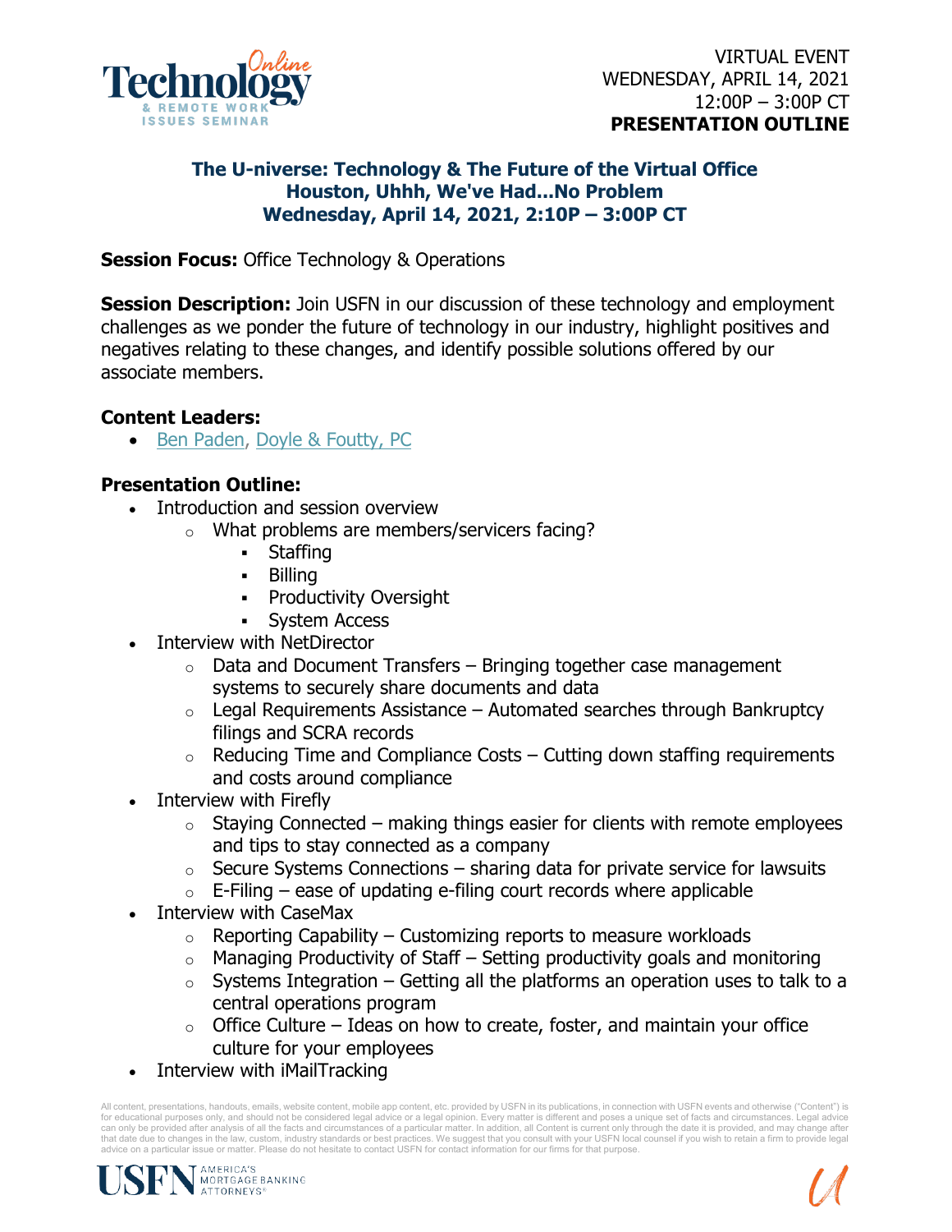VIRTUAL EVENT
WEDNESDAY, APRIL 14, 2021
12:00P – 3:00P CT
**PRESENTATION OUTLINE**

## The U-niverse: Technology & The Future of the Virtual Office
## Houston, Uhhh, We've Had...No Problem
## Wednesday, April 14, 2021, 2:10P – 3:00P CT

**Session Focus:** Office Technology & Operations

**Session Description:** Join USFN in our discussion of these technology and employment challenges as we ponder the future of technology in our industry, highlight positives and negatives relating to these changes, and identify possible solutions offered by our associate members.

**Content Leaders:**

- Ben Paden, Doyle & Foutty, PC

**Presentation Outline:**

- Introduction and session overview
    - What problems are members/servicers facing?
        - Staffing
        - Billing
        - Productivity Oversight
        - System Access
- Interview with NetDirector
    - Data and Document Transfers – Bringing together case management systems to securely share documents and data
    - Legal Requirements Assistance – Automated searches through Bankruptcy filings and SCRA records
    - Reducing Time and Compliance Costs – Cutting down staffing requirements and costs around compliance
- Interview with Firefly
    - Staying Connected – making things easier for clients with remote employees and tips to stay connected as a company
    - Secure Systems Connections – sharing data for private service for lawsuits
    - E-Filing – ease of updating e-filing court records where applicable
- Interview with CaseMax
    - Reporting Capability – Customizing reports to measure workloads
    - Managing Productivity of Staff – Setting productivity goals and monitoring
    - Systems Integration – Getting all the platforms an operation uses to talk to a central operations program
    - Office Culture – Ideas on how to create, foster, and maintain your office culture for your employees
- Interview with iMailTracking

All content, presentations, handouts, emails, website content, mobile app content, etc. provided by USFN in its publications, in connection with USFN events and otherwise ("Content") is for educational purposes only, and should not be considered legal advice or a legal opinion. Every matter is different and poses a unique set of facts and circumstances. Legal advice can only be provided after analysis of all the facts and circumstances of a particular matter. In addition, all Content is current only through the date it is provided, and may change after that date due to changes in the law, custom, industry standards or best practices. We suggest that you consult with your USFN local counsel if you wish to retain a firm to provide legal advice on a particular issue or matter. Please do not hesitate to contact USFN for contact information for our firms for that purpose.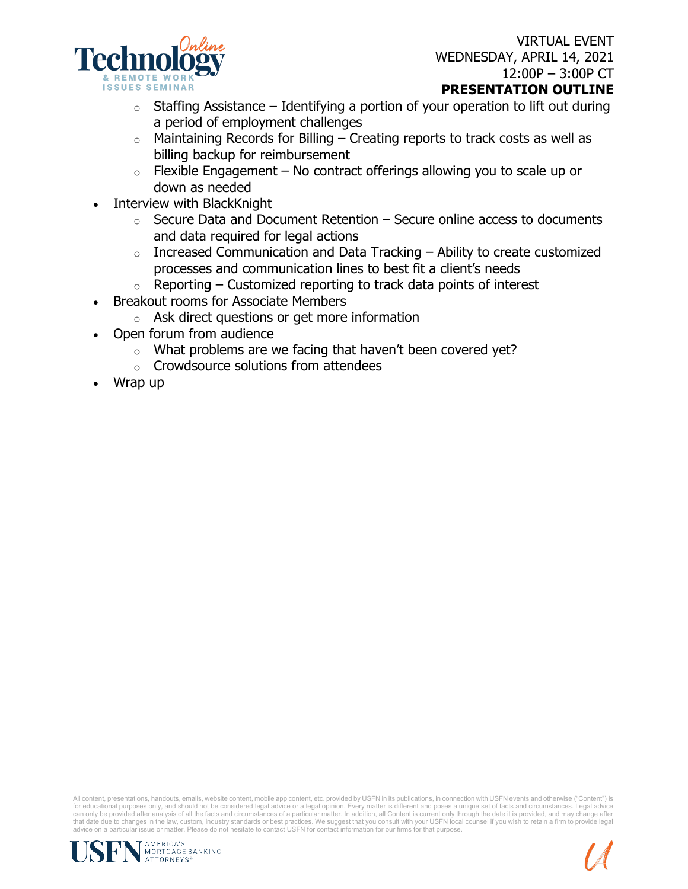- Staffing Assistance – Identifying a portion of your operation to lift out during a period of employment challenges
    - Maintaining Records for Billing – Creating reports to track costs as well as billing backup for reimbursement
    - Flexible Engagement – No contract offerings allowing you to scale up or down as needed
- Interview with BlackKnight
    - Secure Data and Document Retention – Secure online access to documents and data required for legal actions
    - Increased Communication and Data Tracking – Ability to create customized processes and communication lines to best fit a client's needs
    - Reporting – Customized reporting to track data points of interest
- Breakout rooms for Associate Members
    - Ask direct questions or get more information
- Open forum from audience
    - What problems are we facing that haven't been covered yet?
    - Crowdsource solutions from attendees
- Wrap up